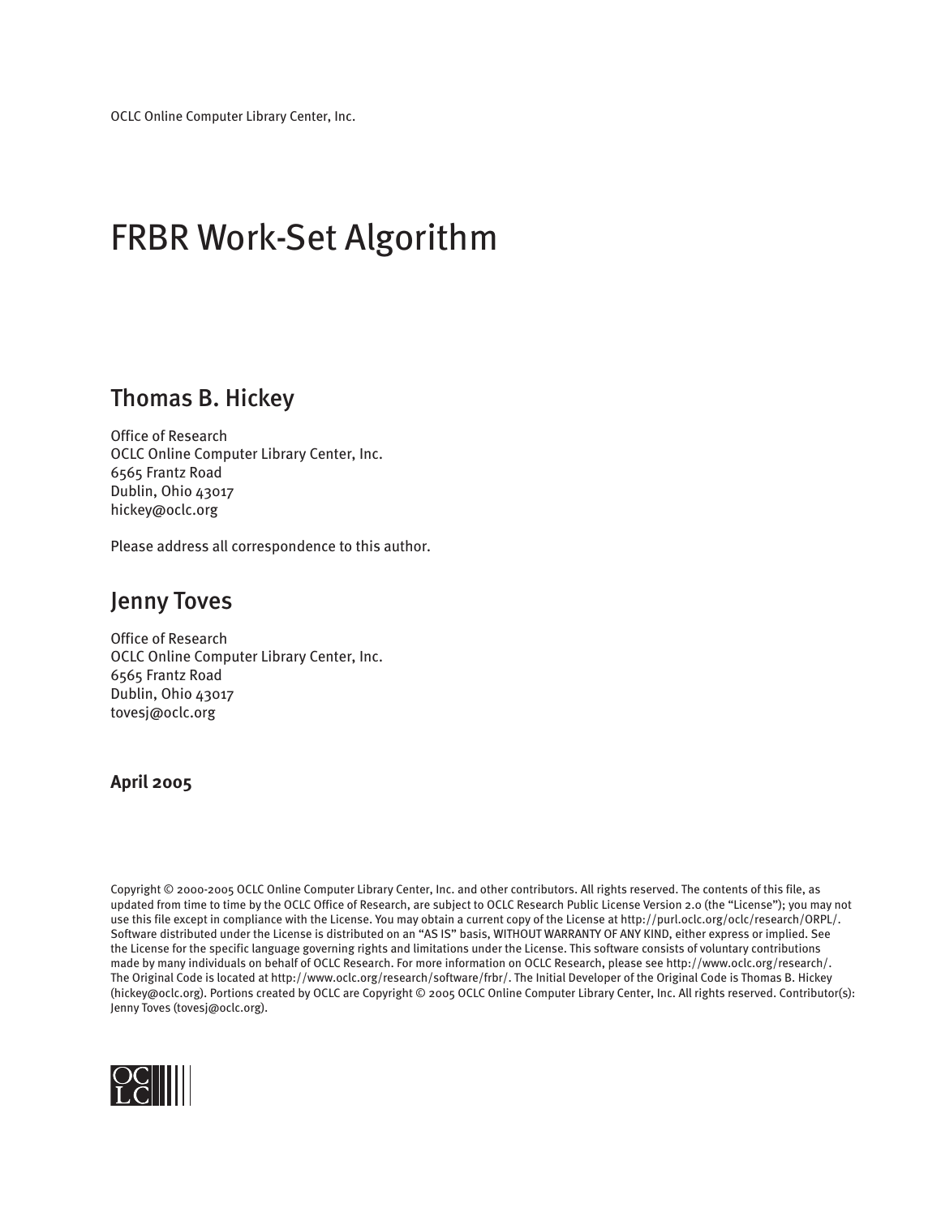OCLC Online Computer Library Center, Inc.

# FRBR Work-Set Algorithm

## Thomas B. Hickey

Office of Research
OCLC Online Computer Library Center, Inc.
6565 Frantz Road
Dublin, Ohio 43017
hickey@oclc.org

Please address all correspondence to this author.

## Jenny Toves

Office of Research
OCLC Online Computer Library Center, Inc.
6565 Frantz Road
Dublin, Ohio 43017
tovesj@oclc.org

**April 2005**

Copyright © 2000-2005 OCLC Online Computer Library Center, Inc. and other contributors. All rights reserved. The contents of this file, as updated from time to time by the OCLC Office of Research, are subject to OCLC Research Public License Version 2.0 (the "License"); you may not use this file except in compliance with the License. You may obtain a current copy of the License at http://purl.oclc.org/oclc/research/ORPL/. Software distributed under the License is distributed on an "AS IS" basis, WITHOUT WARRANTY OF ANY KIND, either express or implied. See the License for the specific language governing rights and limitations under the License. This software consists of voluntary contributions made by many individuals on behalf of OCLC Research. For more information on OCLC Research, please see http://www.oclc.org/research/. The Original Code is located at http://www.oclc.org/research/software/frbr/. The Initial Developer of the Original Code is Thomas B. Hickey (hickey@oclc.org). Portions created by OCLC are Copyright © 2005 OCLC Online Computer Library Center, Inc. All rights reserved. Contributor(s): Jenny Toves (tovesj@oclc.org).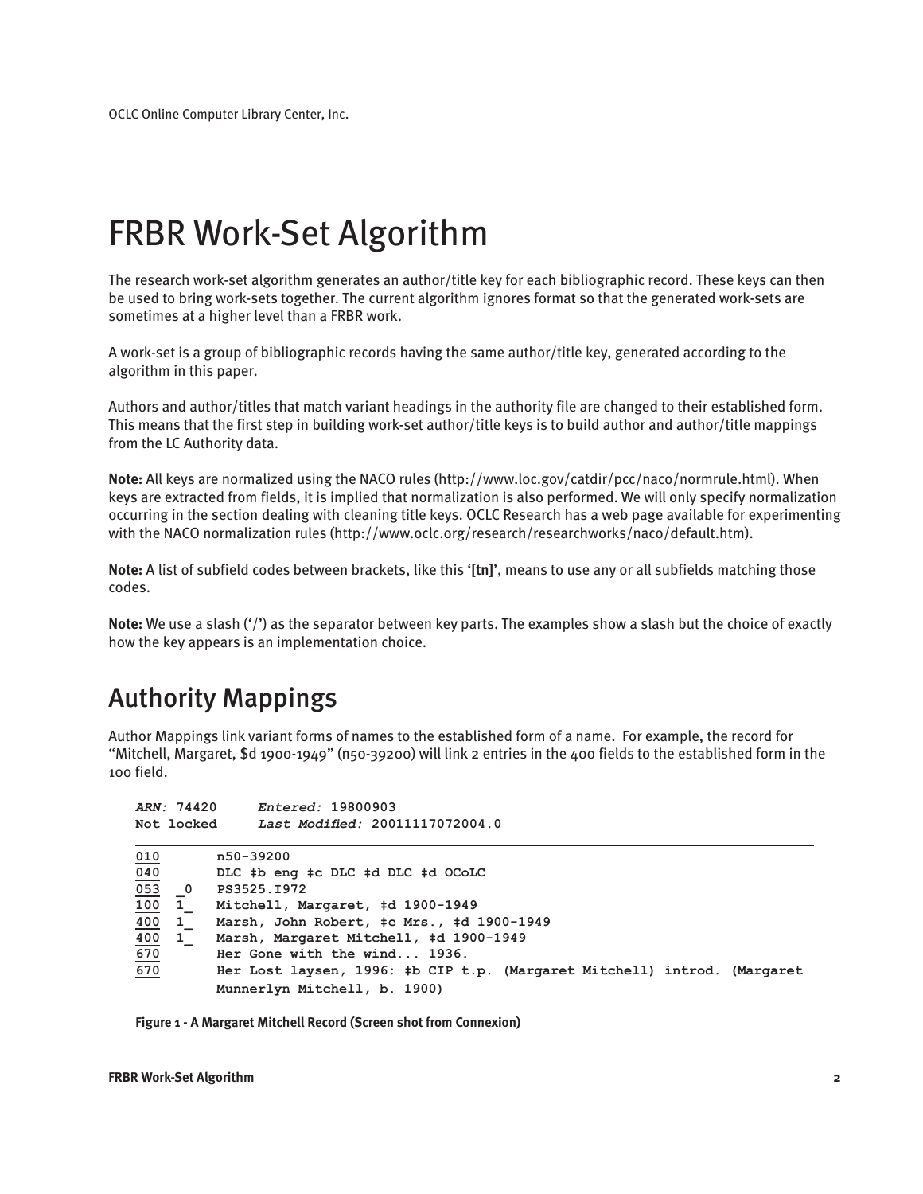# FRBR Work-Set Algorithm

The research work-set algorithm generates an author/title key for each bibliographic record. These keys can then be used to bring work-sets together. The current algorithm ignores format so that the generated work-sets are sometimes at a higher level than a FRBR work.

A work-set is a group of bibliographic records having the same author/title key, generated according to the algorithm in this paper.

Authors and author/titles that match variant headings in the authority file are changed to their established form. This means that the first step in building work-set author/title keys is to build author and author/title mappings from the LC Authority data.

**Note:** All keys are normalized using the NACO rules (http://www.loc.gov/catdir/pcc/naco/normrule.html). When keys are extracted from fields, it is implied that normalization is also performed. We will only specify normalization occurring in the section dealing with cleaning title keys. OCLC Research has a web page available for experimenting with the NACO normalization rules (http://www.oclc.org/research/researchworks/naco/default.htm).

**Note:** A list of subfield codes between brackets, like this **'[tn]'**, means to use any or all subfields matching those codes.

**Note:** We use a slash ('/') as the separator between key parts. The examples show a slash but the choice of exactly how the key appears is an implementation choice.

## Authority Mappings

Author Mappings link variant forms of names to the established form of a name. For example, the record for "Mitchell, Margaret, $d 1900-1949" (n50-39200) will link 2 entries in the 400 fields to the established form in the 100 field.

```
ARN: 74420      Entered: 19800903
Not locked      Last Modified: 20011117072004.0

010        n50-39200
040        DLC ‡b eng ‡c DLC ‡d DLC ‡d OCoLC
053   _0   PS3525.I972
100   1_   Mitchell, Margaret, ‡d 1900-1949
400   1_   Marsh, John Robert, ‡c Mrs., ‡d 1900-1949
400   1_   Marsh, Margaret Mitchell, ‡d 1900-1949
670        Her Gone with the wind... 1936.
670        Her Lost laysen, 1996: ‡b CIP t.p. (Margaret Mitchell) introd. (Margaret
           Munnerlyn Mitchell, b. 1900)
```

**Figure 1 - A Margaret Mitchell Record (Screen shot from Connexion)**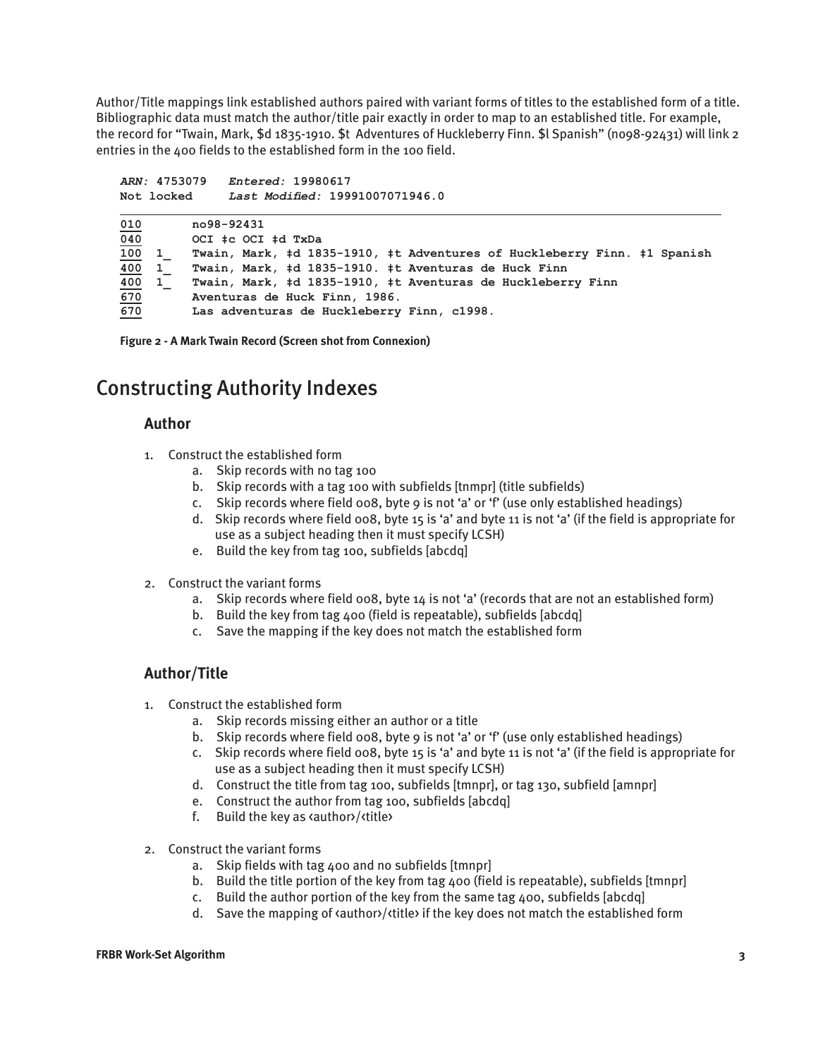Author/Title mappings link established authors paired with variant forms of titles to the established form of a title. Bibliographic data must match the author/title pair exactly in order to map to an established title. For example, the record for "Twain, Mark, $d 1835-1910. $t Adventures of Huckleberry Finn. $l Spanish" (no98-92431) will link 2 entries in the 400 fields to the established form in the 100 field.

```
ARN: 4753079   Entered: 19980617
Not locked     Last Modified: 19991007071946.0

010      no98-92431
040      OCI ‡c OCI ‡d TxDa
100  1_  Twain, Mark, ‡d 1835-1910, ‡t Adventures of Huckleberry Finn. ‡l Spanish
400  1_  Twain, Mark, ‡d 1835-1910. ‡t Aventuras de Huck Finn
400  1_  Twain, Mark, ‡d 1835-1910, ‡t Aventuras de Huckleberry Finn
670      Aventuras de Huck Finn, 1986.
670      Las adventuras de Huckleberry Finn, c1998.
```

**Figure 2 - A Mark Twain Record (Screen shot from Connexion)**

# Constructing Authority Indexes

## Author

1. Construct the established form
   a. Skip records with no tag 100
   b. Skip records with a tag 100 with subfields [tnmpr] (title subfields)
   c. Skip records where field 008, byte 9 is not 'a' or 'f' (use only established headings)
   d. Skip records where field 008, byte 15 is 'a' and byte 11 is not 'a' (if the field is appropriate for use as a subject heading then it must specify LCSH)
   e. Build the key from tag 100, subfields [abcdq]

2. Construct the variant forms
   a. Skip records where field 008, byte 14 is not 'a' (records that are not an established form)
   b. Build the key from tag 400 (field is repeatable), subfields [abcdq]
   c. Save the mapping if the key does not match the established form

## Author/Title

1. Construct the established form
   a. Skip records missing either an author or a title
   b. Skip records where field 008, byte 9 is not 'a' or 'f' (use only established headings)
   c. Skip records where field 008, byte 15 is 'a' and byte 11 is not 'a' (if the field is appropriate for use as a subject heading then it must specify LCSH)
   d. Construct the title from tag 100, subfields [tmnpr], or tag 130, subfield [amnpr]
   e. Construct the author from tag 100, subfields [abcdq]
   f. Build the key as <author>/<title>

2. Construct the variant forms
   a. Skip fields with tag 400 and no subfields [tmnpr]
   b. Build the title portion of the key from tag 400 (field is repeatable), subfields [tmnpr]
   c. Build the author portion of the key from the same tag 400, subfields [abcdq]
   d. Save the mapping of <author>/<title> if the key does not match the established form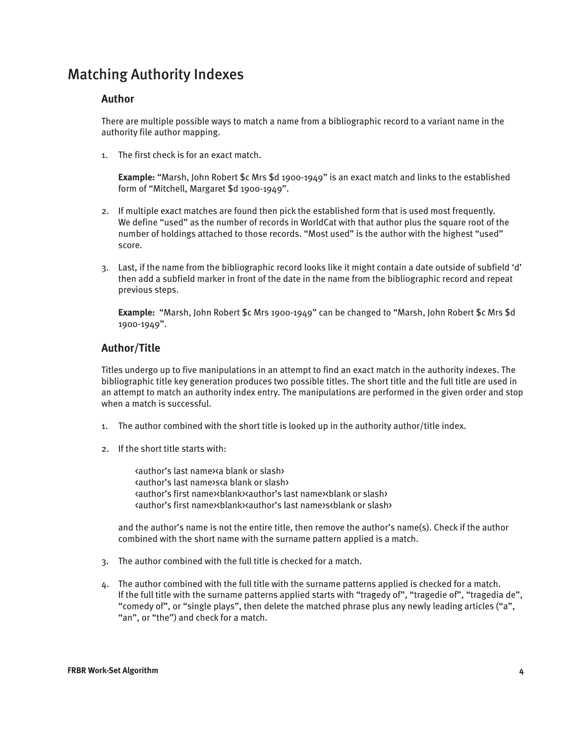# Matching Authority Indexes

## Author

There are multiple possible ways to match a name from a bibliographic record to a variant name in the authority file author mapping.

1. The first check is for an exact match.

   **Example:** "Marsh, John Robert $c Mrs $d 1900-1949" is an exact match and links to the established form of "Mitchell, Margaret $d 1900-1949".

2. If multiple exact matches are found then pick the established form that is used most frequently. We define "used" as the number of records in WorldCat with that author plus the square root of the number of holdings attached to those records. "Most used" is the author with the highest "used" score.

3. Last, if the name from the bibliographic record looks like it might contain a date outside of subfield 'd' then add a subfield marker in front of the date in the name from the bibliographic record and repeat previous steps.

   **Example:** "Marsh, John Robert $c Mrs 1900-1949" can be changed to "Marsh, John Robert $c Mrs $d 1900-1949".

## Author/Title

Titles undergo up to five manipulations in an attempt to find an exact match in the authority indexes. The bibliographic title key generation produces two possible titles. The short title and the full title are used in an attempt to match an authority index entry. The manipulations are performed in the given order and stop when a match is successful.

1. The author combined with the short title is looked up in the authority author/title index.

2. If the short title starts with:

   <author's last name><a blank or slash>
   <author's last name>s<a blank or slash>
   <author's first name><blank><author's last name><blank or slash>
   <author's first name><blank><author's last name>s<blank or slash>

   and the author's name is not the entire title, then remove the author's name(s). Check if the author combined with the short name with the surname pattern applied is a match.

3. The author combined with the full title is checked for a match.

4. The author combined with the full title with the surname patterns applied is checked for a match. If the full title with the surname patterns applied starts with "tragedy of", "tragedie of", "tragedia de", "comedy of", or "single plays", then delete the matched phrase plus any newly leading articles ("a", "an", or "the") and check for a match.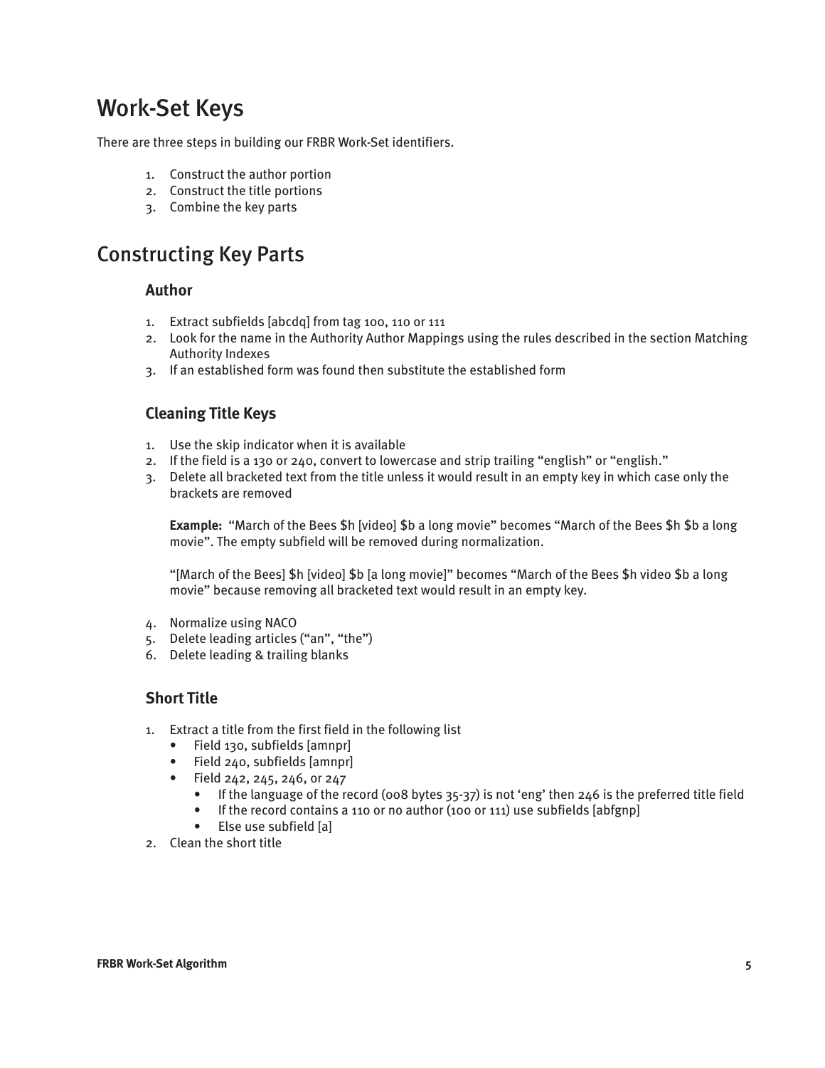# Work-Set Keys

There are three steps in building our FRBR Work-Set identifiers.

1. Construct the author portion
2. Construct the title portions
3. Combine the key parts

# Constructing Key Parts

## Author

1. Extract subfields [abcdq] from tag 100, 110 or 111
2. Look for the name in the Authority Author Mappings using the rules described in the section Matching Authority Indexes
3. If an established form was found then substitute the established form

## Cleaning Title Keys

1. Use the skip indicator when it is available
2. If the field is a 130 or 240, convert to lowercase and strip trailing “english” or “english.”
3. Delete all bracketed text from the title unless it would result in an empty key in which case only the brackets are removed

   **Example:** “March of the Bees $h [video] $b a long movie” becomes “March of the Bees $h $b a long movie”. The empty subfield will be removed during normalization.

   “[March of the Bees] $h [video] $b [a long movie]” becomes “March of the Bees $h video $b a long movie” because removing all bracketed text would result in an empty key.

4. Normalize using NACO
5. Delete leading articles (“an”, “the”)
6. Delete leading & trailing blanks

## Short Title

1. Extract a title from the first field in the following list
   - Field 130, subfields [amnpr]
   - Field 240, subfields [amnpr]
   - Field 242, 245, 246, or 247
     - If the language of the record (008 bytes 35-37) is not ‘eng’ then 246 is the preferred title field
     - If the record contains a 110 or no author (100 or 111) use subfields [abfgnp]
     - Else use subfield [a]
2. Clean the short title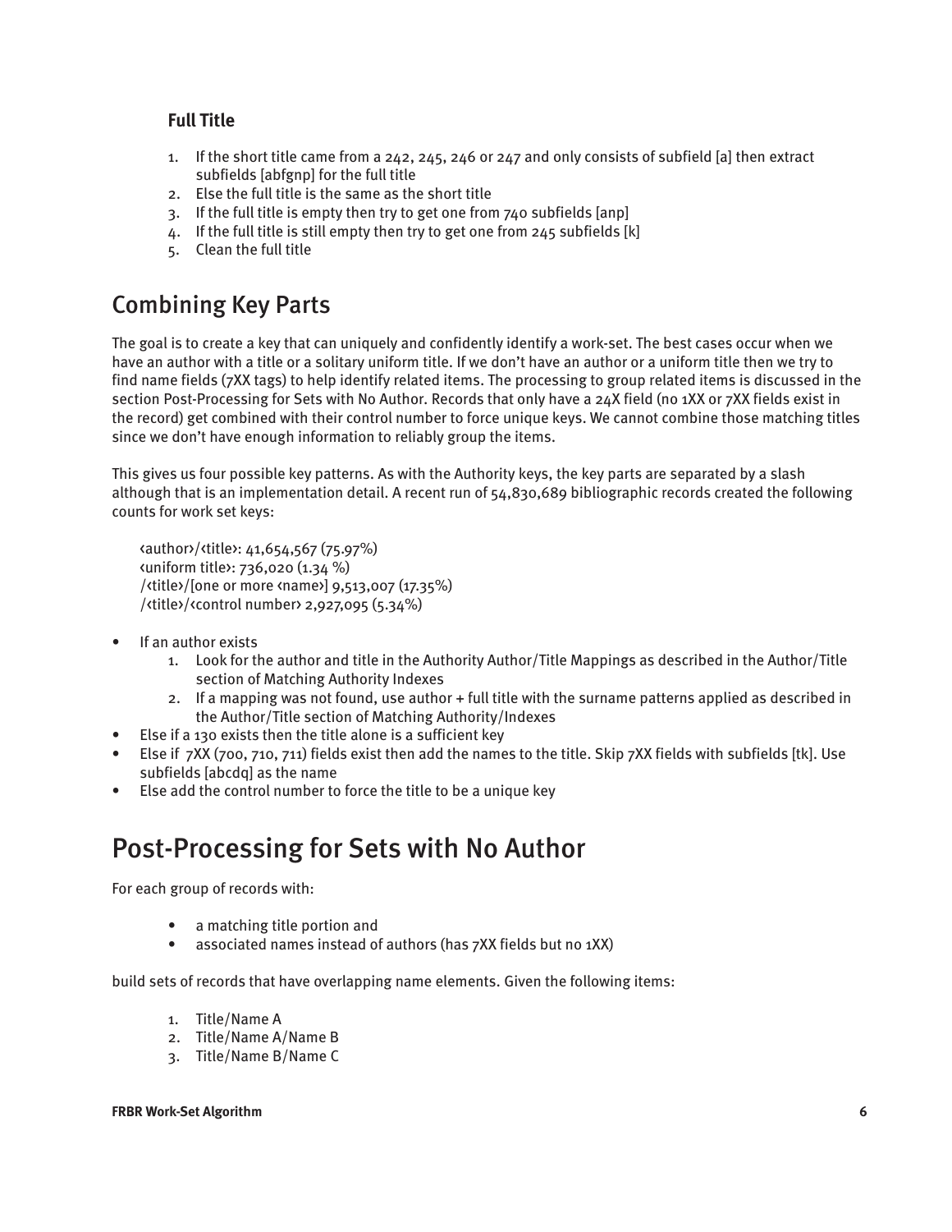### Full Title

1. If the short title came from a 242, 245, 246 or 247 and only consists of subfield [a] then extract subfields [abfgnp] for the full title
2. Else the full title is the same as the short title
3. If the full title is empty then try to get one from 740 subfields [anp]
4. If the full title is still empty then try to get one from 245 subfields [k]
5. Clean the full title

## Combining Key Parts

The goal is to create a key that can uniquely and confidently identify a work-set. The best cases occur when we have an author with a title or a solitary uniform title. If we don't have an author or a uniform title then we try to find name fields (7XX tags) to help identify related items. The processing to group related items is discussed in the section Post-Processing for Sets with No Author. Records that only have a 24X field (no 1XX or 7XX fields exist in the record) get combined with their control number to force unique keys. We cannot combine those matching titles since we don't have enough information to reliably group the items.

This gives us four possible key patterns. As with the Authority keys, the key parts are separated by a slash although that is an implementation detail. A recent run of 54,830,689 bibliographic records created the following counts for work set keys:

‹author›/‹title›: 41,654,567 (75.97%)
‹uniform title›: 736,020 (1.34 %)
/‹title›/[one or more ‹name›] 9,513,007 (17.35%)
/‹title›/‹control number› 2,927,095 (5.34%)

- If an author exists
  1. Look for the author and title in the Authority Author/Title Mappings as described in the Author/Title section of Matching Authority Indexes
  2. If a mapping was not found, use author + full title with the surname patterns applied as described in the Author/Title section of Matching Authority/Indexes
- Else if a 130 exists then the title alone is a sufficient key
- Else if 7XX (700, 710, 711) fields exist then add the names to the title. Skip 7XX fields with subfields [tk]. Use subfields [abcdq] as the name
- Else add the control number to force the title to be a unique key

## Post-Processing for Sets with No Author

For each group of records with:

- a matching title portion and
- associated names instead of authors (has 7XX fields but no 1XX)

build sets of records that have overlapping name elements. Given the following items:

1. Title/Name A
2. Title/Name A/Name B
3. Title/Name B/Name C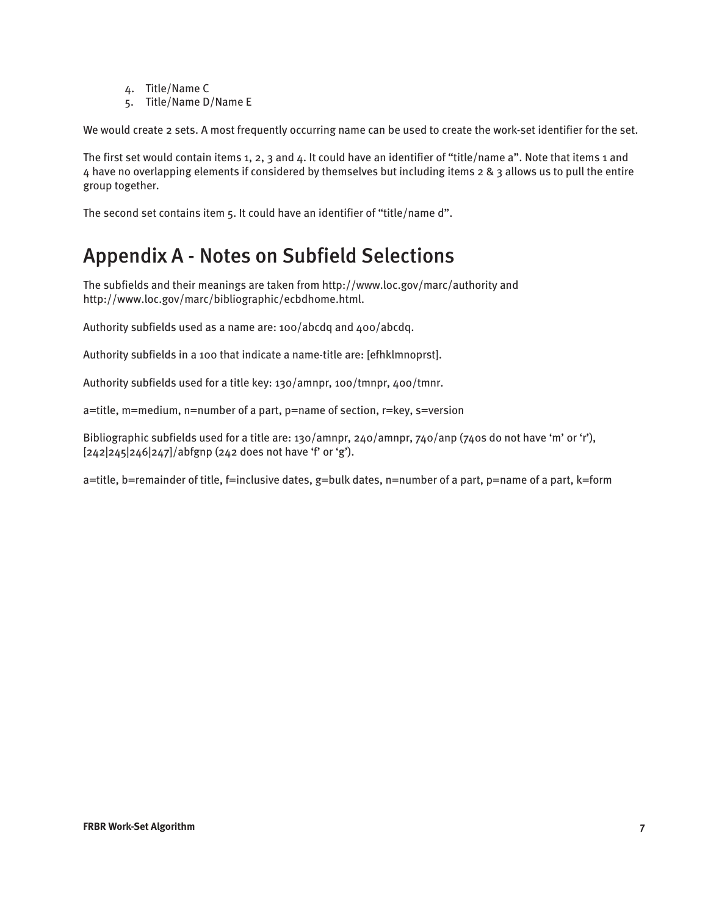4. Title/Name C
5. Title/Name D/Name E

We would create 2 sets. A most frequently occurring name can be used to create the work-set identifier for the set.

The first set would contain items 1, 2, 3 and 4. It could have an identifier of "title/name a". Note that items 1 and 4 have no overlapping elements if considered by themselves but including items 2 & 3 allows us to pull the entire group together.

The second set contains item 5. It could have an identifier of "title/name d".

## Appendix A - Notes on Subfield Selections

The subfields and their meanings are taken from http://www.loc.gov/marc/authority and http://www.loc.gov/marc/bibliographic/ecbdhome.html.

Authority subfields used as a name are: 100/abcdq and 400/abcdq.

Authority subfields in a 100 that indicate a name-title are: [efhklmnoprst].

Authority subfields used for a title key: 130/amnpr, 100/tmnpr, 400/tmnr.

a=title, m=medium, n=number of a part, p=name of section, r=key, s=version

Bibliographic subfields used for a title are: 130/amnpr, 240/amnpr, 740/anp (740s do not have 'm' or 'r'), [242|245|246|247]/abfgnp (242 does not have 'f' or 'g').

a=title, b=remainder of title, f=inclusive dates, g=bulk dates, n=number of a part, p=name of a part, k=form